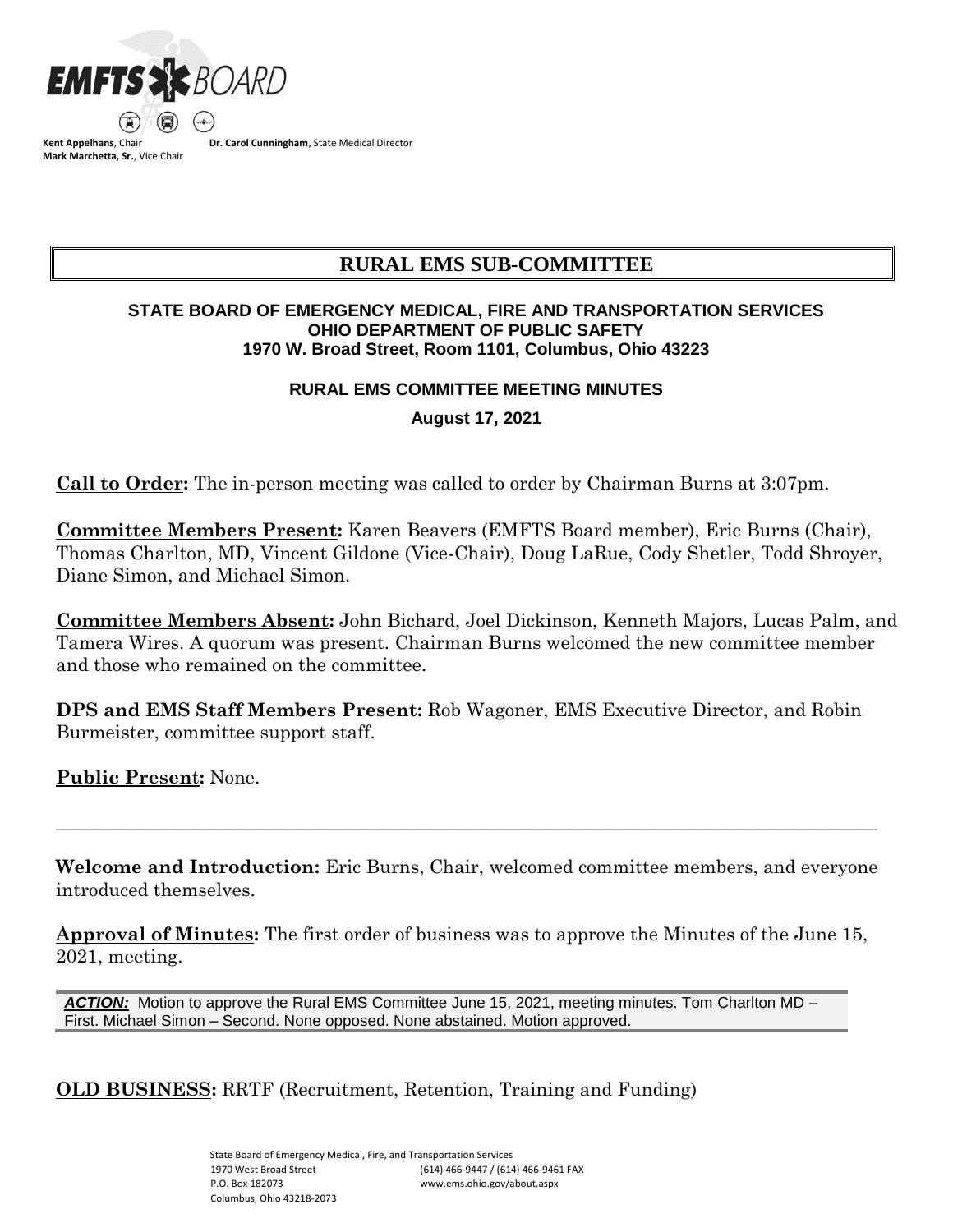EMFTS BOARD

**Kent Appelhans**, Chair
**Mark Marchetta, Sr.**, Vice Chair
**Dr. Carol Cunningham**, State Medical Director

# RURAL EMS SUB-COMMITTEE

**STATE BOARD OF EMERGENCY MEDICAL, FIRE AND TRANSPORTATION SERVICES**
**OHIO DEPARTMENT OF PUBLIC SAFETY**
**1970 W. Broad Street, Room 1101, Columbus, Ohio 43223**

**RURAL EMS COMMITTEE MEETING MINUTES**

**August 17, 2021**

**Call to Order:** The in-person meeting was called to order by Chairman Burns at 3:07pm.

**Committee Members Present:** Karen Beavers (EMFTS Board member), Eric Burns (Chair), Thomas Charlton, MD, Vincent Gildone (Vice-Chair), Doug LaRue, Cody Shetler, Todd Shroyer, Diane Simon, and Michael Simon.

**Committee Members Absent:** John Bichard, Joel Dickinson, Kenneth Majors, Lucas Palm, and Tamera Wires. A quorum was present. Chairman Burns welcomed the new committee member and those who remained on the committee.

**DPS and EMS Staff Members Present:** Rob Wagoner, EMS Executive Director, and Robin Burmeister, committee support staff.

**Public Present:** None.

---

**Welcome and Introduction:** Eric Burns, Chair, welcomed committee members, and everyone introduced themselves.

**Approval of Minutes:** The first order of business was to approve the Minutes of the June 15, 2021, meeting.

***ACTION:*** Motion to approve the Rural EMS Committee June 15, 2021, meeting minutes. Tom Charlton MD – First. Michael Simon – Second. None opposed. None abstained. Motion approved.

**OLD BUSINESS:** RRTF (Recruitment, Retention, Training and Funding)

State Board of Emergency Medical, Fire, and Transportation Services
1970 West Broad Street
P.O. Box 182073
Columbus, Ohio 43218-2073
(614) 466-9447 / (614) 466-9461 FAX
www.ems.ohio.gov/about.aspx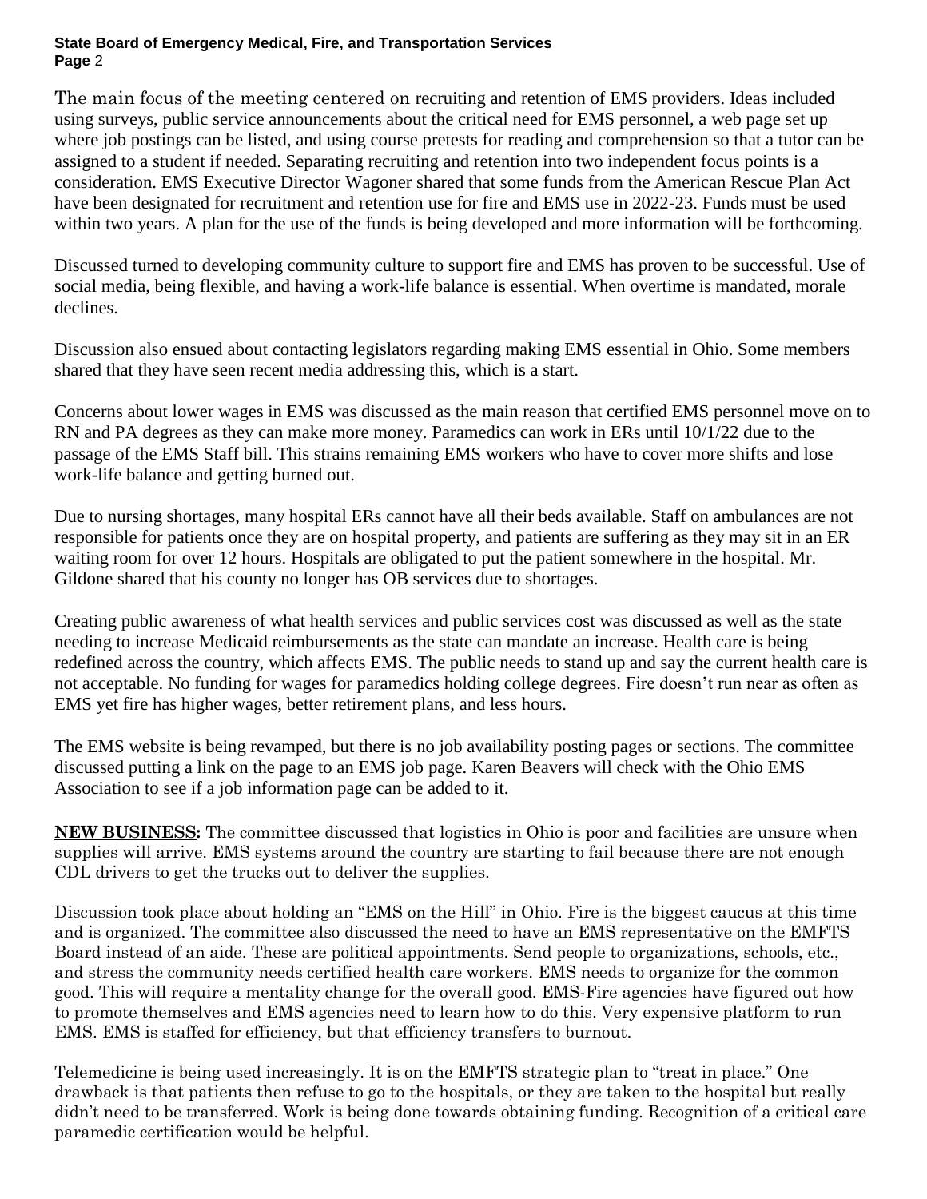The main focus of the meeting centered on recruiting and retention of EMS providers. Ideas included using surveys, public service announcements about the critical need for EMS personnel, a web page set up where job postings can be listed, and using course pretests for reading and comprehension so that a tutor can be assigned to a student if needed. Separating recruiting and retention into two independent focus points is a consideration. EMS Executive Director Wagoner shared that some funds from the American Rescue Plan Act have been designated for recruitment and retention use for fire and EMS use in 2022-23. Funds must be used within two years. A plan for the use of the funds is being developed and more information will be forthcoming.

Discussed turned to developing community culture to support fire and EMS has proven to be successful. Use of social media, being flexible, and having a work-life balance is essential. When overtime is mandated, morale declines.

Discussion also ensued about contacting legislators regarding making EMS essential in Ohio. Some members shared that they have seen recent media addressing this, which is a start.

Concerns about lower wages in EMS was discussed as the main reason that certified EMS personnel move on to RN and PA degrees as they can make more money. Paramedics can work in ERs until 10/1/22 due to the passage of the EMS Staff bill. This strains remaining EMS workers who have to cover more shifts and lose work-life balance and getting burned out.

Due to nursing shortages, many hospital ERs cannot have all their beds available. Staff on ambulances are not responsible for patients once they are on hospital property, and patients are suffering as they may sit in an ER waiting room for over 12 hours. Hospitals are obligated to put the patient somewhere in the hospital. Mr. Gildone shared that his county no longer has OB services due to shortages.

Creating public awareness of what health services and public services cost was discussed as well as the state needing to increase Medicaid reimbursements as the state can mandate an increase. Health care is being redefined across the country, which affects EMS. The public needs to stand up and say the current health care is not acceptable. No funding for wages for paramedics holding college degrees. Fire doesn't run near as often as EMS yet fire has higher wages, better retirement plans, and less hours.

The EMS website is being revamped, but there is no job availability posting pages or sections. The committee discussed putting a link on the page to an EMS job page. Karen Beavers will check with the Ohio EMS Association to see if a job information page can be added to it.

**NEW BUSINESS:** The committee discussed that logistics in Ohio is poor and facilities are unsure when supplies will arrive. EMS systems around the country are starting to fail because there are not enough CDL drivers to get the trucks out to deliver the supplies.

Discussion took place about holding an "EMS on the Hill" in Ohio. Fire is the biggest caucus at this time and is organized. The committee also discussed the need to have an EMS representative on the EMFTS Board instead of an aide. These are political appointments. Send people to organizations, schools, etc., and stress the community needs certified health care workers. EMS needs to organize for the common good. This will require a mentality change for the overall good. EMS-Fire agencies have figured out how to promote themselves and EMS agencies need to learn how to do this. Very expensive platform to run EMS. EMS is staffed for efficiency, but that efficiency transfers to burnout.

Telemedicine is being used increasingly. It is on the EMFTS strategic plan to "treat in place." One drawback is that patients then refuse to go to the hospitals, or they are taken to the hospital but really didn't need to be transferred. Work is being done towards obtaining funding. Recognition of a critical care paramedic certification would be helpful.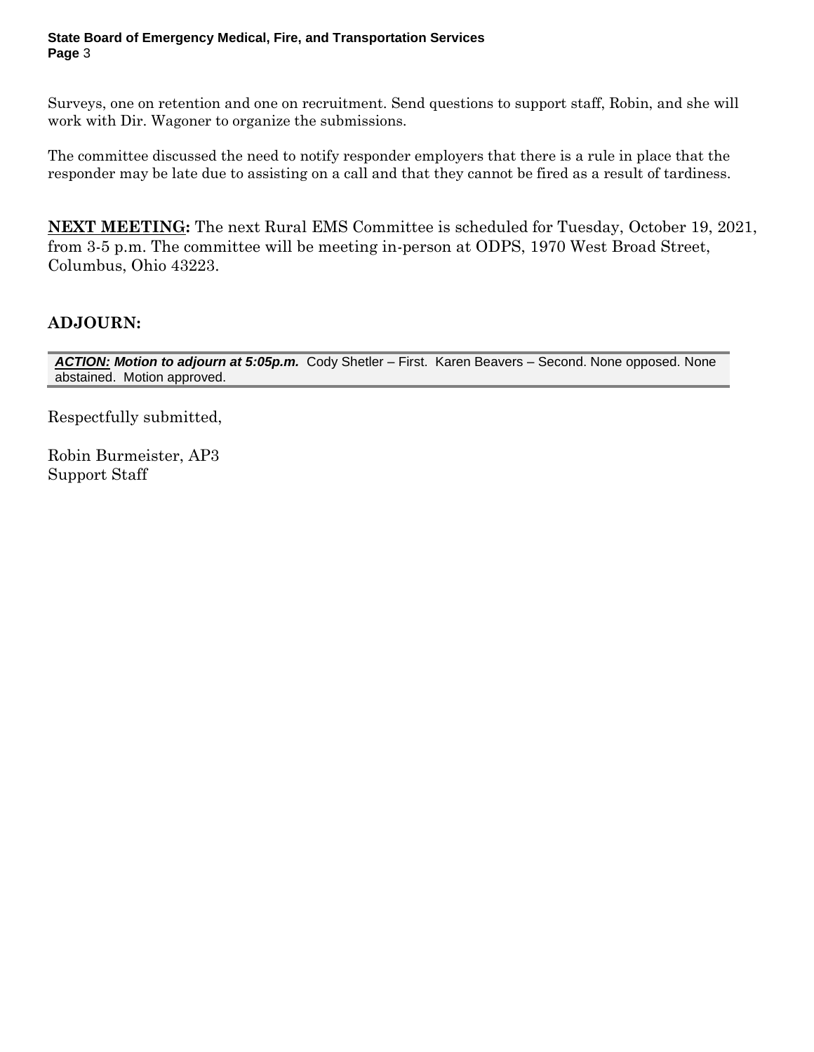Surveys, one on retention and one on recruitment. Send questions to support staff, Robin, and she will work with Dir. Wagoner to organize the submissions.

The committee discussed the need to notify responder employers that there is a rule in place that the responder may be late due to assisting on a call and that they cannot be fired as a result of tardiness.

**NEXT MEETING:** The next Rural EMS Committee is scheduled for Tuesday, October 19, 2021, from 3-5 p.m. The committee will be meeting in-person at ODPS, 1970 West Broad Street, Columbus, Ohio 43223.

## ADJOURN:

***ACTION:* Motion to adjourn at 5:05p.m.** Cody Shetler – First. Karen Beavers – Second. None opposed. None abstained. Motion approved.

Respectfully submitted,

Robin Burmeister, AP3
Support Staff